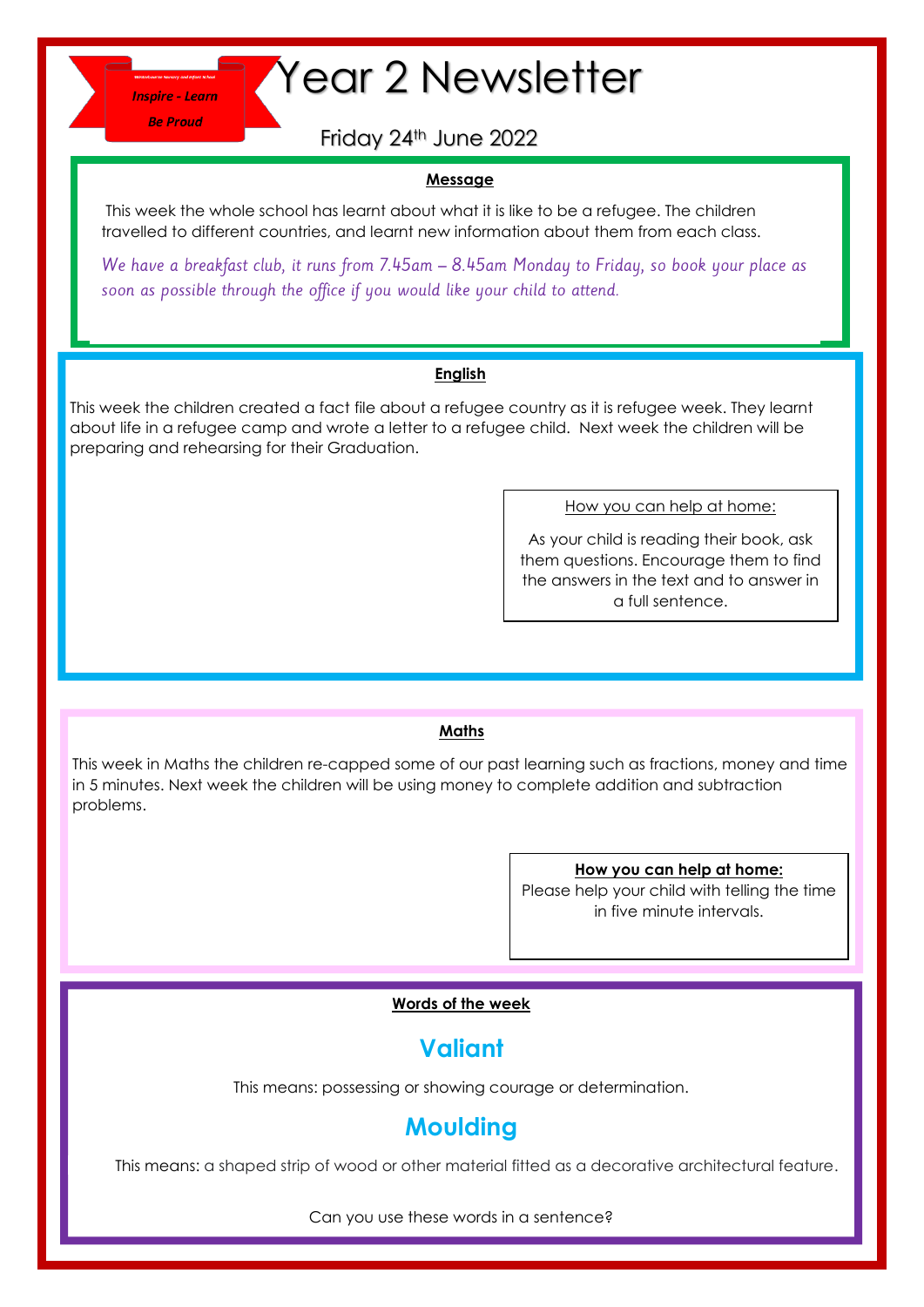Inspire - Learn

Be Proud

# Year 2 Newsletter

Friday 24th June 2022

## Message

This week the whole school has learnt about what it is like to be a refugee. The children travelled to different countries, and learnt new information about them from each class.

*We have a breakfast club, it runs from 7.45am – 8.45am Monday to Friday, so book your place as soon as possible through the office if you would like your child to attend.*

## English

This week the children created a fact file about a refugee country as it is refugee week. They learnt about life in a refugee camp and wrote a letter to a refugee child. Next week the children will be preparing and rehearsing for their Graduation.

How you can help at home:

As your child is reading their book, ask them questions. Encourage them to find the answers in the text and to answer in a full sentence.

## Maths

This week in Maths the children re-capped some of our past learning such as fractions, money and time in 5 minutes. Next week the children will be using money to complete addition and subtraction problems.

**How you can help at home:**

Please help your child with telling the time in five minute intervals.

## Words of the week

### Valiant

This means: possessing or showing courage or determination.

### Moulding

This means: a shaped strip of wood or other material fitted as a decorative architectural feature.

Can you use these words in a sentence?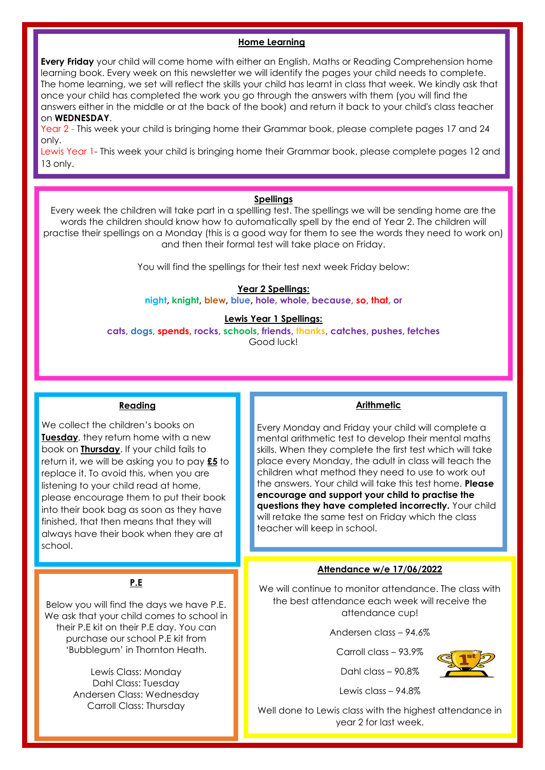## Home Learning

**Every Friday** your child will come home with either an English, Maths or Reading Comprehension home learning book. Every week on this newsletter we will identify the pages your child needs to complete. The home learning, we set will reflect the skills your child has learnt in class that week. We kindly ask that once your child has completed the work you go through the answers with them (you will find the answers either in the middle or at the back of the book) and return it back to your child's class teacher on **WEDNESDAY**.

Year 2 - This week your child is bringing home their Grammar book, please complete pages 17 and 24 only.

Lewis Year 1- This week your child is bringing home their Grammar book, please complete pages 12 and 13 only.

## Spellings

Every week the children will take part in a spellling test. The spellings we will be sending home are the words the children should know how to automatically spell by the end of Year 2. The children will practise their spellings on a Monday (this is a good way for them to see the words they need to work on) and then their formal test will take place on Friday.

You will find the spellings for their test next week Friday below:

**Year 2 Spellings:**

**night, knight, blew, blue, hole, whole, because, so, that, or**

**Lewis Year 1 Spellings:**

**cats, dogs, spends, rocks, schools, friends, thanks, catches, pushes, fetches**

Good luck!

## Reading

We collect the children's books on **Tuesday**, they return home with a new book on **Thursday**. If your child fails to return it, we will be asking you to pay **£5** to replace it. To avoid this, when you are listening to your child read at home, please encourage them to put their book into their book bag as soon as they have finished, that then means that they will always have their book when they are at school.

## Arithmetic

Every Monday and Friday your child will complete a mental arithmetic test to develop their mental maths skills. When they complete the first test which will take place every Monday, the adult in class will teach the children what method they need to use to work out the answers. Your child will take this test home. **Please encourage and support your child to practise the questions they have completed incorrectly.** Your child will retake the same test on Friday which the class teacher will keep in school.

## P.E

Below you will find the days we have P.E. We ask that your child comes to school in their P.E kit on their P.E day. You can purchase our school P.E kit from 'Bubblegum' in Thornton Heath.

Lewis Class: Monday
Dahl Class: Tuesday
Andersen Class: Wednesday
Carroll Class: Thursday

## Attendance w/e 17/06/2022

We will continue to monitor attendance. The class with the best attendance each week will receive the attendance cup!

Andersen class – 94.6%

Carroll class – 93.9%

Dahl class – 90.8%

Lewis class – 94.8%

Well done to Lewis class with the highest attendance in year 2 for last week.